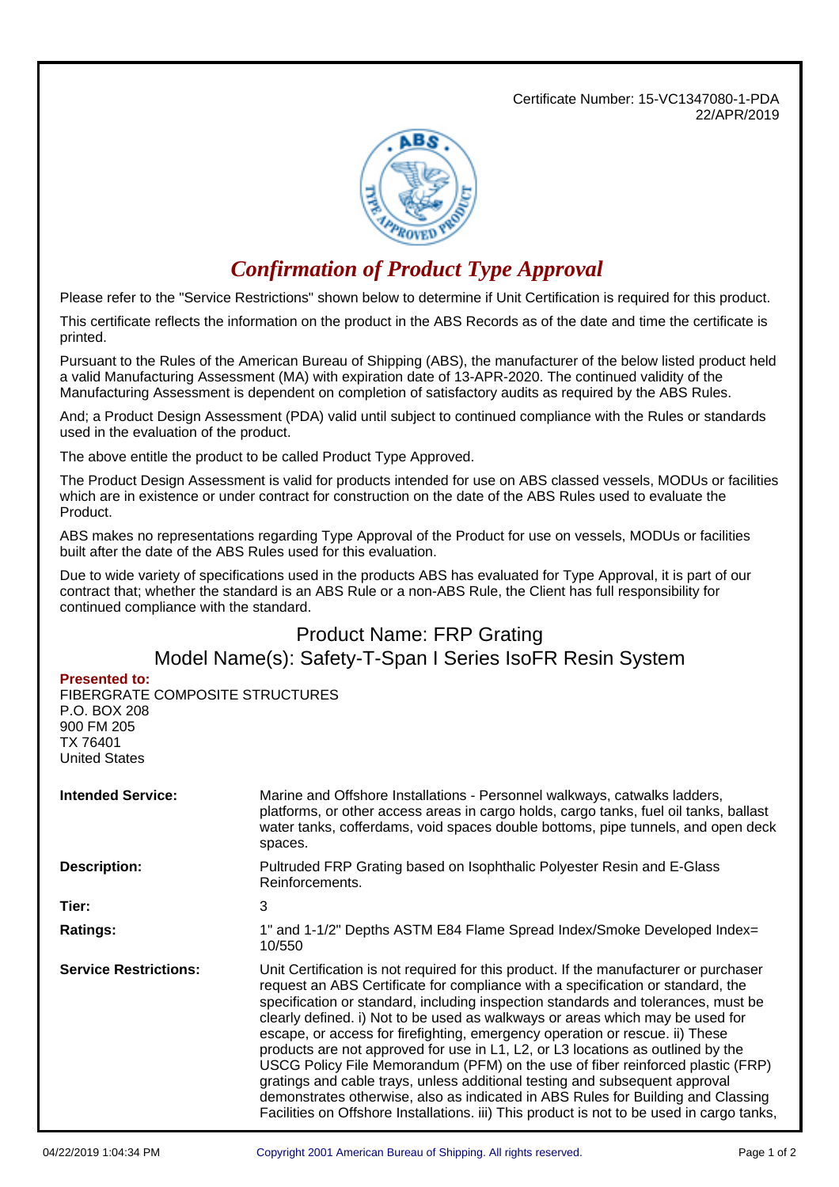Certificate Number: 15-VC1347080-1-PDA
22/APR/2019

# *Confirmation of Product Type Approval*

Please refer to the "Service Restrictions" shown below to determine if Unit Certification is required for this product.

This certificate reflects the information on the product in the ABS Records as of the date and time the certificate is printed.

Pursuant to the Rules of the American Bureau of Shipping (ABS), the manufacturer of the below listed product held a valid Manufacturing Assessment (MA) with expiration date of 13-APR-2020. The continued validity of the Manufacturing Assessment is dependent on completion of satisfactory audits as required by the ABS Rules.

And; a Product Design Assessment (PDA) valid until subject to continued compliance with the Rules or standards used in the evaluation of the product.

The above entitle the product to be called Product Type Approved.

The Product Design Assessment is valid for products intended for use on ABS classed vessels, MODUs or facilities which are in existence or under contract for construction on the date of the ABS Rules used to evaluate the Product.

ABS makes no representations regarding Type Approval of the Product for use on vessels, MODUs or facilities built after the date of the ABS Rules used for this evaluation.

Due to wide variety of specifications used in the products ABS has evaluated for Type Approval, it is part of our contract that; whether the standard is an ABS Rule or a non-ABS Rule, the Client has full responsibility for continued compliance with the standard.

## Product Name: FRP Grating
## Model Name(s): Safety-T-Span I Series IsoFR Resin System

**Presented to:**
FIBERGRATE COMPOSITE STRUCTURES
P.O. BOX 208
900 FM 205
TX 76401
United States

| | |
|---|---|
| **Intended Service:** | Marine and Offshore Installations - Personnel walkways, catwalks ladders, platforms, or other access areas in cargo holds, cargo tanks, fuel oil tanks, ballast water tanks, cofferdams, void spaces double bottoms, pipe tunnels, and open deck spaces. |
| **Description:** | Pultruded FRP Grating based on Isophthalic Polyester Resin and E-Glass Reinforcements. |
| **Tier:** | 3 |
| **Ratings:** | 1" and 1-1/2" Depths ASTM E84 Flame Spread Index/Smoke Developed Index= 10/550 |
| **Service Restrictions:** | Unit Certification is not required for this product. If the manufacturer or purchaser request an ABS Certificate for compliance with a specification or standard, the specification or standard, including inspection standards and tolerances, must be clearly defined. i) Not to be used as walkways or areas which may be used for escape, or access for firefighting, emergency operation or rescue. ii) These products are not approved for use in L1, L2, or L3 locations as outlined by the USCG Policy File Memorandum (PFM) on the use of fiber reinforced plastic (FRP) gratings and cable trays, unless additional testing and subsequent approval demonstrates otherwise, also as indicated in ABS Rules for Building and Classing Facilities on Offshore Installations. iii) This product is not to be used in cargo tanks, |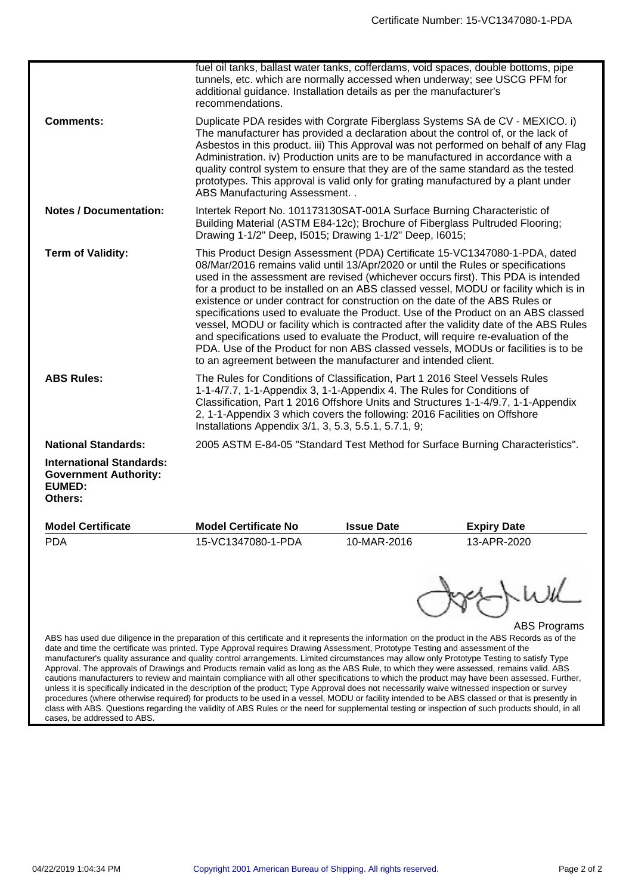| | |
|---|---|
| | fuel oil tanks, ballast water tanks, cofferdams, void spaces, double bottoms, pipe tunnels, etc. which are normally accessed when underway; see USCG PFM for additional guidance. Installation details as per the manufacturer's recommendations. |
| **Comments:** | Duplicate PDA resides with Corgrate Fiberglass Systems SA de CV - MEXICO. i) The manufacturer has provided a declaration about the control of, or the lack of Asbestos in this product. iii) This Approval was not performed on behalf of any Flag Administration. iv) Production units are to be manufactured in accordance with a quality control system to ensure that they are of the same standard as the tested prototypes. This approval is valid only for grating manufactured by a plant under ABS Manufacturing Assessment. . |
| **Notes / Documentation:** | Intertek Report No. 101173130SAT-001A Surface Burning Characteristic of Building Material (ASTM E84-12c); Brochure of Fiberglass Pultruded Flooring; Drawing 1-1/2" Deep, I5015; Drawing 1-1/2" Deep, I6015; |
| **Term of Validity:** | This Product Design Assessment (PDA) Certificate 15-VC1347080-1-PDA, dated 08/Mar/2016 remains valid until 13/Apr/2020 or until the Rules or specifications used in the assessment are revised (whichever occurs first). This PDA is intended for a product to be installed on an ABS classed vessel, MODU or facility which is in existence or under contract for construction on the date of the ABS Rules or specifications used to evaluate the Product. Use of the Product on an ABS classed vessel, MODU or facility which is contracted after the validity date of the ABS Rules and specifications used to evaluate the Product, will require re-evaluation of the PDA. Use of the Product for non ABS classed vessels, MODUs or facilities is to be to an agreement between the manufacturer and intended client. |
| **ABS Rules:** | The Rules for Conditions of Classification, Part 1 2016 Steel Vessels Rules 1-1-4/7.7, 1-1-Appendix 3, 1-1-Appendix 4. The Rules for Conditions of Classification, Part 1 2016 Offshore Units and Structures 1-1-4/9.7, 1-1-Appendix 2, 1-1-Appendix 3 which covers the following: 2016 Facilities on Offshore Installations Appendix 3/1, 3, 5.3, 5.5.1, 5.7.1, 9; |
| **National Standards:** | 2005 ASTM E-84-05 "Standard Test Method for Surface Burning Characteristics". |
| **International Standards:** | |
| **Government Authority:** | |
| **EUMED:** | |
| **Others:** | |

| Model Certificate | Model Certificate No | Issue Date | Expiry Date |
|---|---|---|---|
| PDA | 15-VC1347080-1-PDA | 10-MAR-2016 | 13-APR-2020 |

ABS Programs

ABS has used due diligence in the preparation of this certificate and it represents the information on the product in the ABS Records as of the date and time the certificate was printed. Type Approval requires Drawing Assessment, Prototype Testing and assessment of the manufacturer's quality assurance and quality control arrangements. Limited circumstances may allow only Prototype Testing to satisfy Type Approval. The approvals of Drawings and Products remain valid as long as the ABS Rule, to which they were assessed, remains valid. ABS cautions manufacturers to review and maintain compliance with all other specifications to which the product may have been assessed. Further, unless it is specifically indicated in the description of the product; Type Approval does not necessarily waive witnessed inspection or survey procedures (where otherwise required) for products to be used in a vessel, MODU or facility intended to be ABS classed or that is presently in class with ABS. Questions regarding the validity of ABS Rules or the need for supplemental testing or inspection of such products should, in all cases, be addressed to ABS.